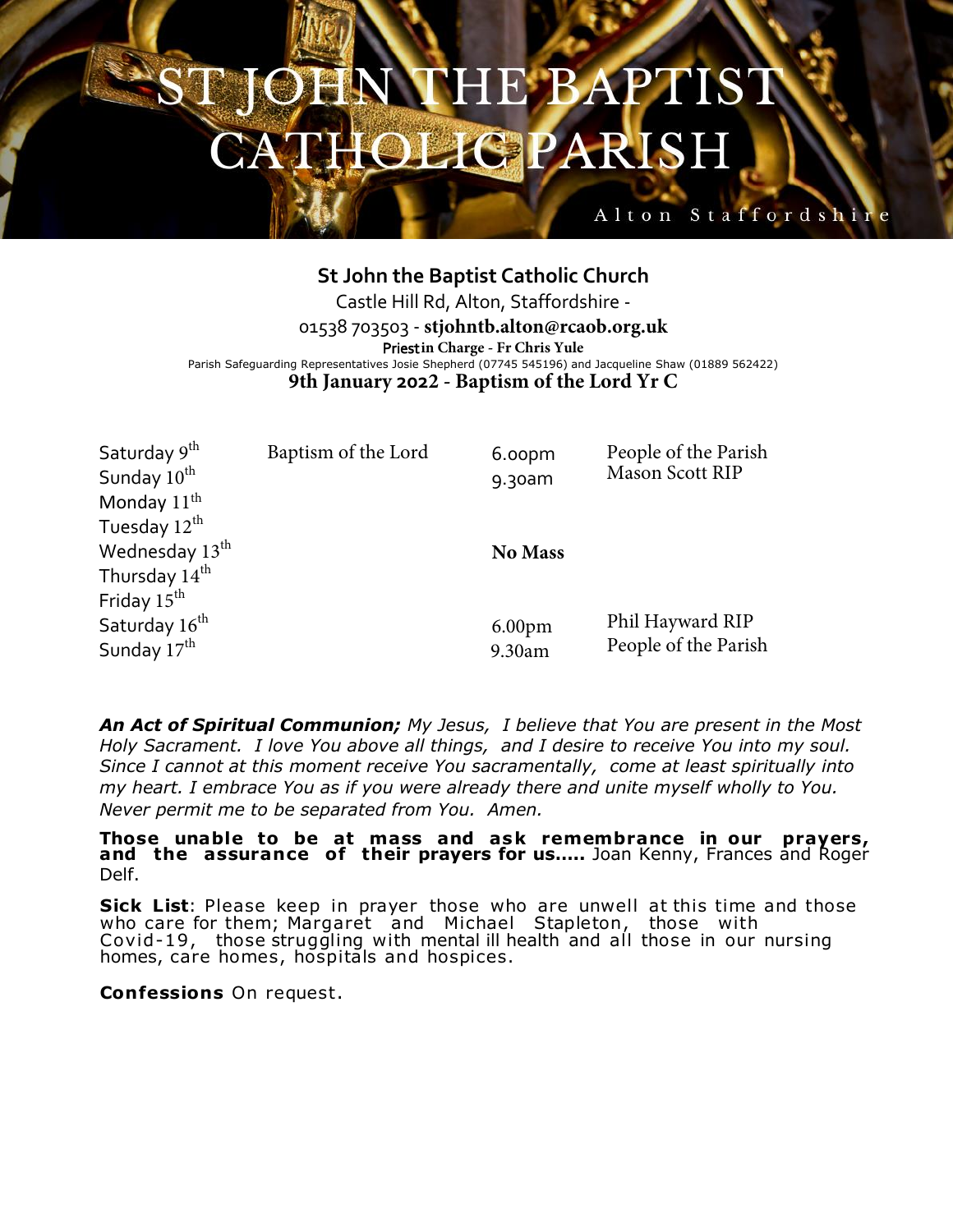# ST JOHN THE BAPTIST CATHOLIC PARISH

Alton Staffordshire

**St John the Baptist Catholic Church**

Castle Hill Rd, Alton, Staffordshire -

01538 703503 - **stjohntb.alton@rcaob.org.uk**

**Priest in Charge - Fr Chris Yule**

Parish Safeguarding Representatives Josie Shepherd (07745 545196) and Jacqueline Shaw (01889 562422)

**9th January 2022 - Baptism of the Lord Yr C**

| | | | |
|---|---|---|---|
| Saturday 9th | Baptism of the Lord | 6.00pm | People of the Parish |
| Sunday 10th | | 9.30am | Mason Scott RIP |
| Monday 11th | | | |
| Tuesday 12th | | | |
| Wednesday 13th | | **No Mass** | |
| Thursday 14th | | | |
| Friday 15th | | | |
| Saturday 16th | | 6.00pm | Phil Hayward RIP |
| Sunday 17th | | 9.30am | People of the Parish |

***An Act of Spiritual Communion;*** *My Jesus, I believe that You are present in the Most Holy Sacrament. I love You above all things, and I desire to receive You into my soul. Since I cannot at this moment receive You sacramentally, come at least spiritually into my heart. I embrace You as if you were already there and unite myself wholly to You. Never permit me to be separated from You. Amen.*

**Those unable to be at mass and ask remembrance in our prayers, and the assurance of their prayers for us.....** Joan Kenny, Frances and Roger Delf.

**Sick List**: Please keep in prayer those who are unwell at this time and those who care for them; Margaret and Michael Stapleton, those with Covid-19, those struggling with mental ill health and all those in our nursing homes, care homes, hospitals and hospices.

**Confessions** On request.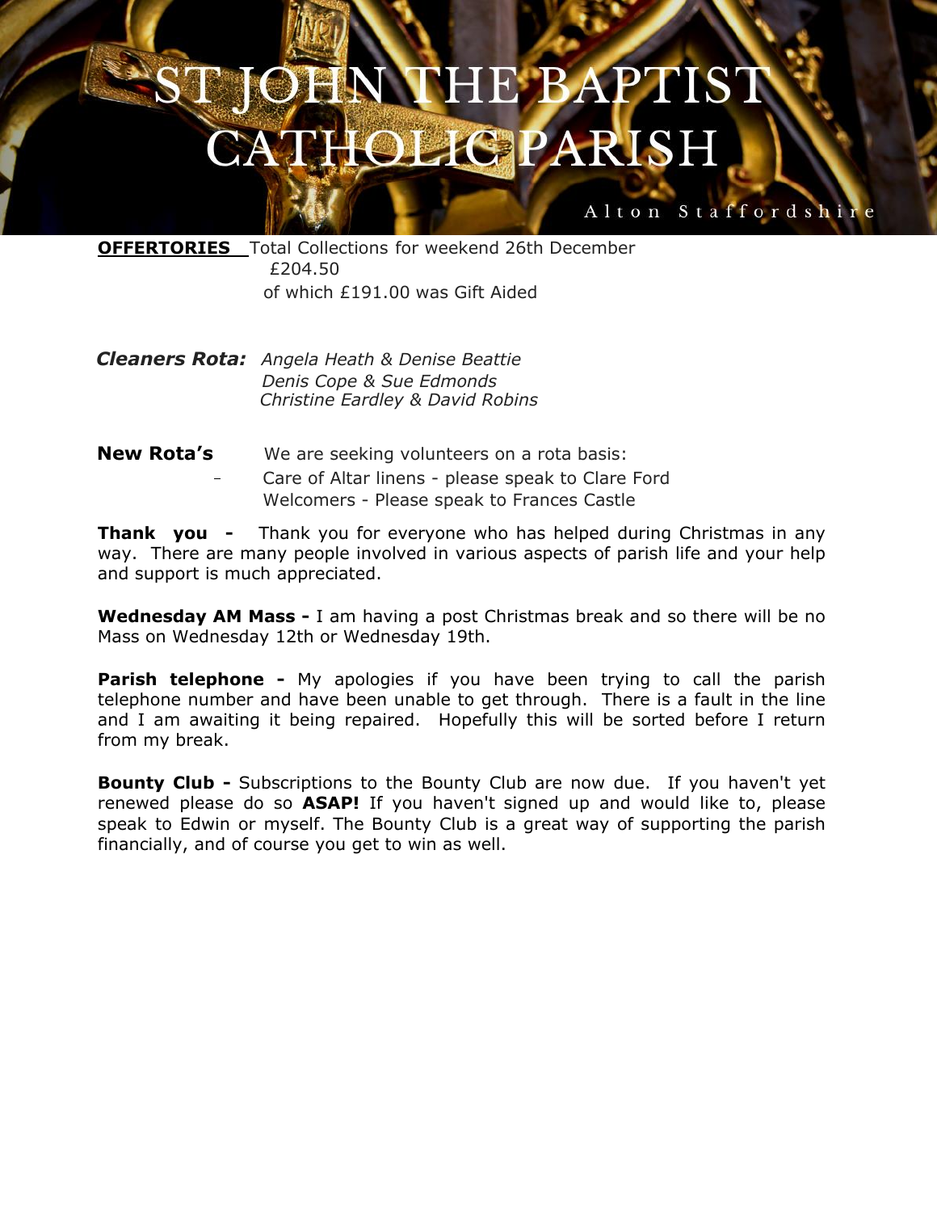# ST JOHN THE BAPTIST CATHOLIC PARISH

Alton Staffordshire

**OFFERTORIES** Total Collections for weekend 26th December
£204.50
of which £191.00 was Gift Aided

***Cleaners Rota:*** *Angela Heath & Denise Beattie*
*Denis Cope & Sue Edmonds*
*Christine Eardley & David Robins*

**New Rota's** We are seeking volunteers on a rota basis:

- Care of Altar linens - please speak to Clare Ford
- Welcomers - Please speak to Frances Castle

**Thank you -** Thank you for everyone who has helped during Christmas in any way. There are many people involved in various aspects of parish life and your help and support is much appreciated.

**Wednesday AM Mass -** I am having a post Christmas break and so there will be no Mass on Wednesday 12th or Wednesday 19th.

**Parish telephone -** My apologies if you have been trying to call the parish telephone number and have been unable to get through. There is a fault in the line and I am awaiting it being repaired. Hopefully this will be sorted before I return from my break.

**Bounty Club -** Subscriptions to the Bounty Club are now due. If you haven't yet renewed please do so **ASAP!** If you haven't signed up and would like to, please speak to Edwin or myself. The Bounty Club is a great way of supporting the parish financially, and of course you get to win as well.